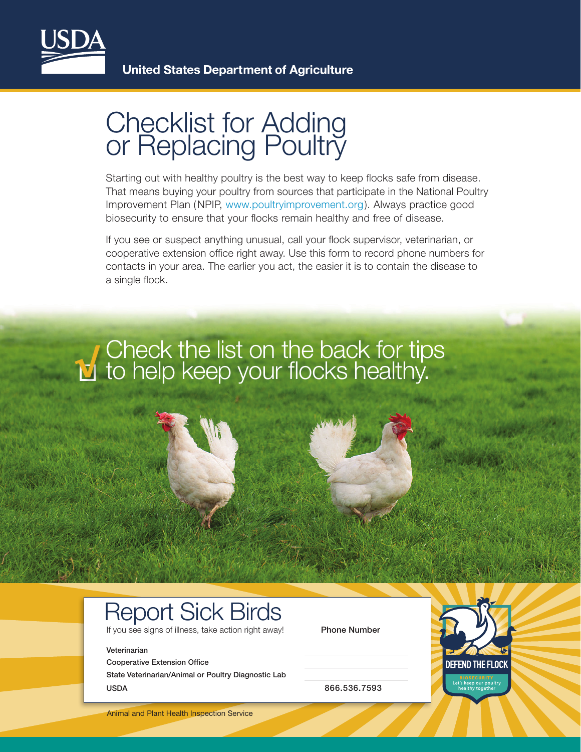United States Department of Agriculture

# Checklist for Adding or Replacing Poultry

Starting out with healthy poultry is the best way to keep flocks safe from disease. That means buying your poultry from sources that participate in the National Poultry Improvement Plan (NPIP, www.poultryimprovement.org). Always practice good biosecurity to ensure that your flocks remain healthy and free of disease.

If you see or suspect anything unusual, call your flock supervisor, veterinarian, or cooperative extension office right away. Use this form to record phone numbers for contacts in your area. The earlier you act, the easier it is to contain the disease to a single flock.

## Check the list on the back for tips to help keep your flocks healthy.

## Report Sick Birds

If you see signs of illness, take action right away!

| | Phone Number |
|---|---|
| Veterinarian | |
| Cooperative Extension Office | |
| State Veterinarian/Animal or Poultry Diagnostic Lab | |
| USDA | 866.536.7593 |

DEFEND THE FLOCK

BIOSECURITY

Let's keep our poultry healthy together

Animal and Plant Health Inspection Service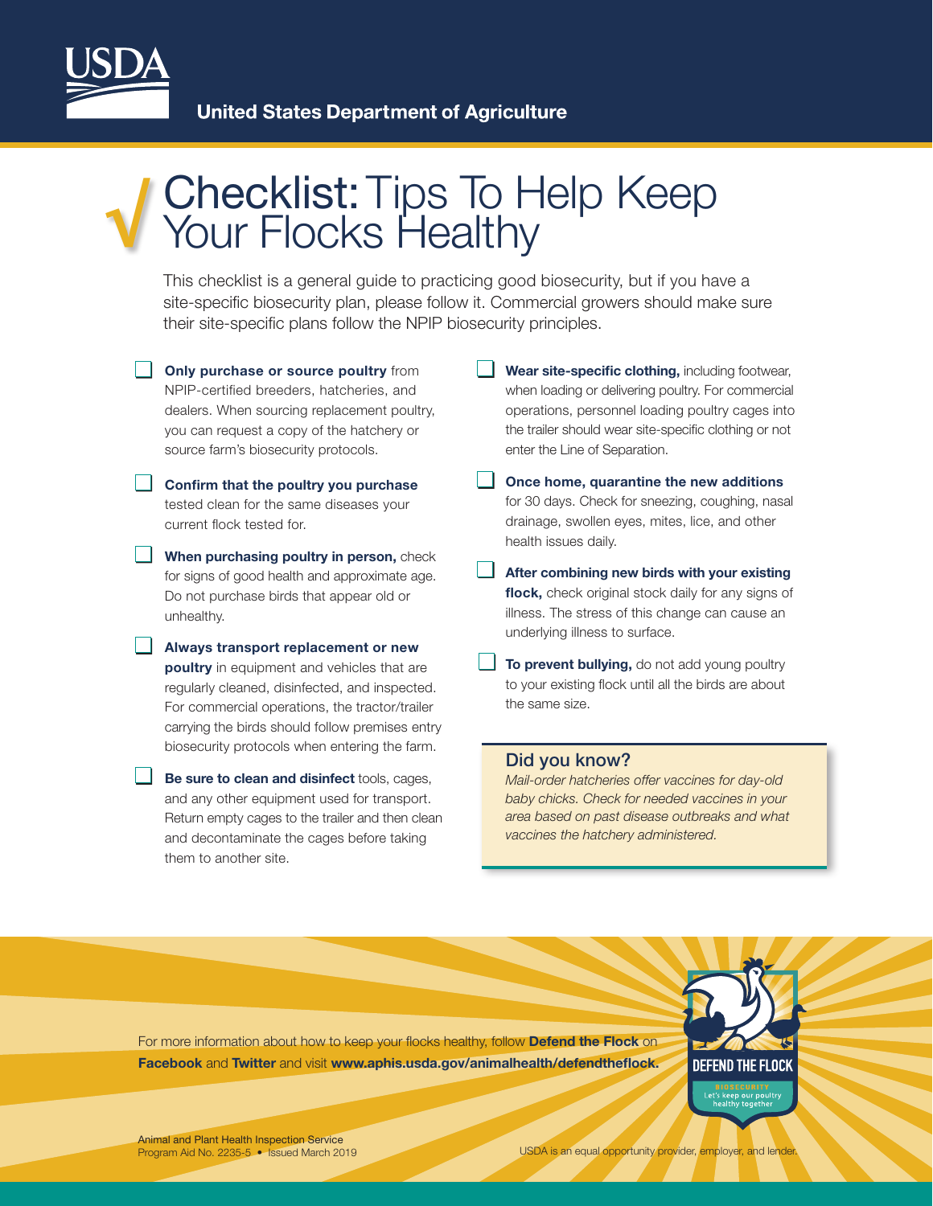# Checklist: Tips To Help Keep Your Flocks Healthy

This checklist is a general guide to practicing good biosecurity, but if you have a site-specific biosecurity plan, please follow it. Commercial growers should make sure their site-specific plans follow the NPIP biosecurity principles.

- [ ] **Only purchase or source poultry** from NPIP-certified breeders, hatcheries, and dealers. When sourcing replacement poultry, you can request a copy of the hatchery or source farm's biosecurity protocols.
- [ ] **Confirm that the poultry you purchase** tested clean for the same diseases your current flock tested for.
- [ ] **When purchasing poultry in person,** check for signs of good health and approximate age. Do not purchase birds that appear old or unhealthy.
- [ ] **Always transport replacement or new poultry** in equipment and vehicles that are regularly cleaned, disinfected, and inspected. For commercial operations, the tractor/trailer carrying the birds should follow premises entry biosecurity protocols when entering the farm.
- [ ] **Be sure to clean and disinfect** tools, cages, and any other equipment used for transport. Return empty cages to the trailer and then clean and decontaminate the cages before taking them to another site.
- [ ] **Wear site-specific clothing,** including footwear, when loading or delivering poultry. For commercial operations, personnel loading poultry cages into the trailer should wear site-specific clothing or not enter the Line of Separation.
- [ ] **Once home, quarantine the new additions** for 30 days. Check for sneezing, coughing, nasal drainage, swollen eyes, mites, lice, and other health issues daily.
- [ ] **After combining new birds with your existing flock,** check original stock daily for any signs of illness. The stress of this change can cause an underlying illness to surface.
- [ ] **To prevent bullying,** do not add young poultry to your existing flock until all the birds are about the same size.

## Did you know?

*Mail-order hatcheries offer vaccines for day-old baby chicks. Check for needed vaccines in your area based on past disease outbreaks and what vaccines the hatchery administered.*

For more information about how to keep your flocks healthy, follow **Defend the Flock** on **Facebook** and **Twitter** and visit **www.aphis.usda.gov/animalhealth/defendtheflock.**

DEFEND THE FLOCK
BIOSECURITY
Let's keep our poultry healthy together

Animal and Plant Health Inspection Service
Program Aid No. 2235-5 • Issued March 2019

USDA is an equal opportunity provider, employer, and lender.